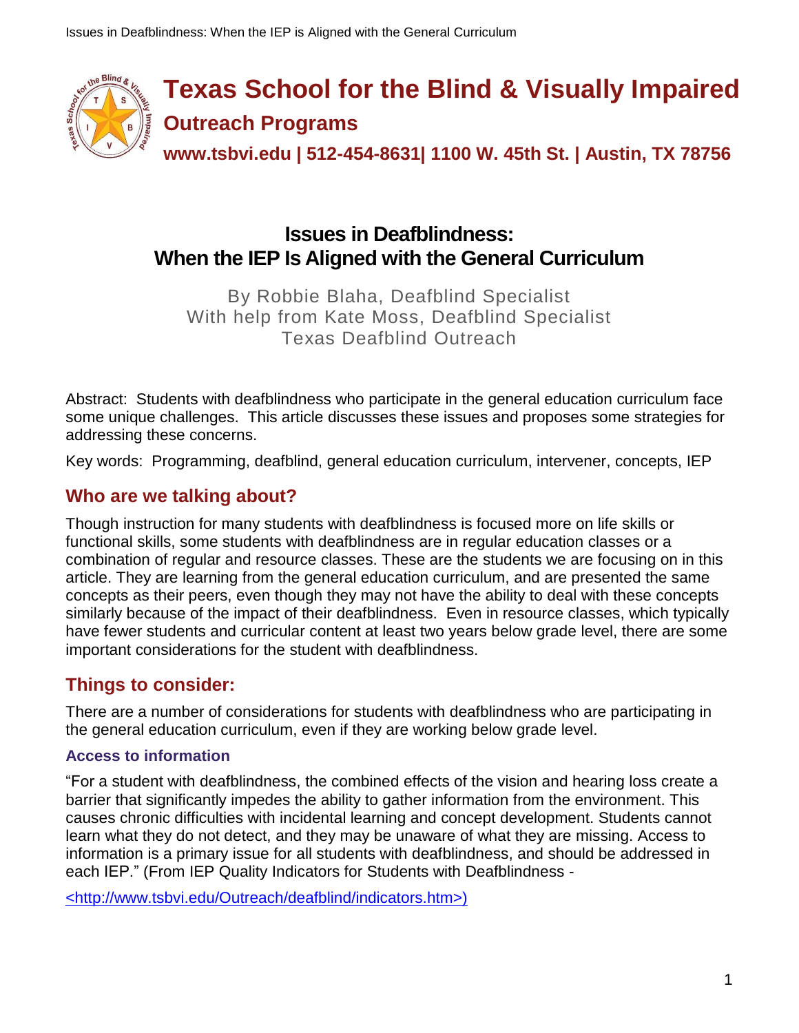# Texas School for the Blind & Visually Impaired

## Outreach Programs

**www.tsbvi.edu | 512-454-8631| 1100 W. 45th St. | Austin, TX 78756**

# Issues in Deafblindness: When the IEP Is Aligned with the General Curriculum

By Robbie Blaha, Deafblind Specialist
With help from Kate Moss, Deafblind Specialist
Texas Deafblind Outreach

Abstract: Students with deafblindness who participate in the general education curriculum face some unique challenges. This article discusses these issues and proposes some strategies for addressing these concerns.

Key words: Programming, deafblind, general education curriculum, intervener, concepts, IEP

## Who are we talking about?

Though instruction for many students with deafblindness is focused more on life skills or functional skills, some students with deafblindness are in regular education classes or a combination of regular and resource classes. These are the students we are focusing on in this article. They are learning from the general education curriculum, and are presented the same concepts as their peers, even though they may not have the ability to deal with these concepts similarly because of the impact of their deafblindness. Even in resource classes, which typically have fewer students and curricular content at least two years below grade level, there are some important considerations for the student with deafblindness.

## Things to consider:

There are a number of considerations for students with deafblindness who are participating in the general education curriculum, even if they are working below grade level.

### Access to information

"For a student with deafblindness, the combined effects of the vision and hearing loss create a barrier that significantly impedes the ability to gather information from the environment. This causes chronic difficulties with incidental learning and concept development. Students cannot learn what they do not detect, and they may be unaware of what they are missing. Access to information is a primary issue for all students with deafblindness, and should be addressed in each IEP." (From IEP Quality Indicators for Students with Deafblindness -

<http://www.tsbvi.edu/Outreach/deafblind/indicators.htm>)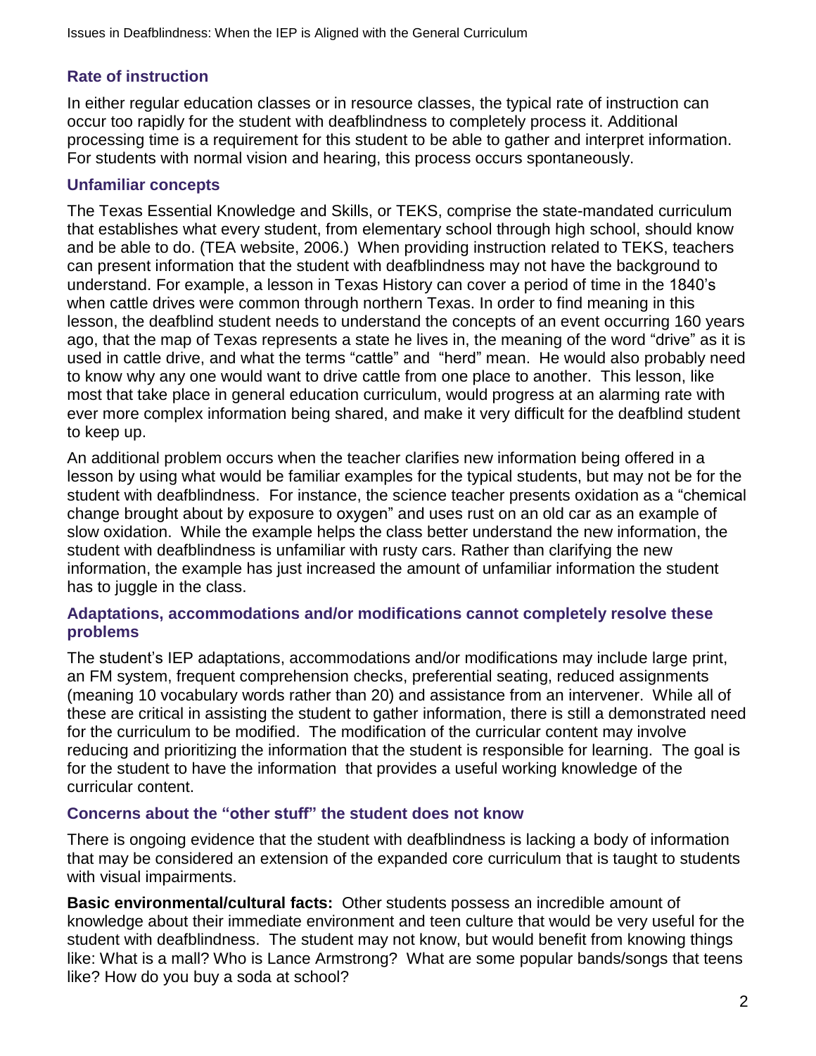### Rate of instruction

In either regular education classes or in resource classes, the typical rate of instruction can occur too rapidly for the student with deafblindness to completely process it. Additional processing time is a requirement for this student to be able to gather and interpret information. For students with normal vision and hearing, this process occurs spontaneously.

### Unfamiliar concepts

The Texas Essential Knowledge and Skills, or TEKS, comprise the state-mandated curriculum that establishes what every student, from elementary school through high school, should know and be able to do. (TEA website, 2006.) When providing instruction related to TEKS, teachers can present information that the student with deafblindness may not have the background to understand. For example, a lesson in Texas History can cover a period of time in the 1840's when cattle drives were common through northern Texas. In order to find meaning in this lesson, the deafblind student needs to understand the concepts of an event occurring 160 years ago, that the map of Texas represents a state he lives in, the meaning of the word "drive" as it is used in cattle drive, and what the terms "cattle" and "herd" mean. He would also probably need to know why any one would want to drive cattle from one place to another. This lesson, like most that take place in general education curriculum, would progress at an alarming rate with ever more complex information being shared, and make it very difficult for the deafblind student to keep up.

An additional problem occurs when the teacher clarifies new information being offered in a lesson by using what would be familiar examples for the typical students, but may not be for the student with deafblindness. For instance, the science teacher presents oxidation as a "chemical change brought about by exposure to oxygen" and uses rust on an old car as an example of slow oxidation. While the example helps the class better understand the new information, the student with deafblindness is unfamiliar with rusty cars. Rather than clarifying the new information, the example has just increased the amount of unfamiliar information the student has to juggle in the class.

### Adaptations, accommodations and/or modifications cannot completely resolve these problems

The student's IEP adaptations, accommodations and/or modifications may include large print, an FM system, frequent comprehension checks, preferential seating, reduced assignments (meaning 10 vocabulary words rather than 20) and assistance from an intervener. While all of these are critical in assisting the student to gather information, there is still a demonstrated need for the curriculum to be modified. The modification of the curricular content may involve reducing and prioritizing the information that the student is responsible for learning. The goal is for the student to have the information that provides a useful working knowledge of the curricular content.

### Concerns about the "other stuff" the student does not know

There is ongoing evidence that the student with deafblindness is lacking a body of information that may be considered an extension of the expanded core curriculum that is taught to students with visual impairments.

**Basic environmental/cultural facts:** Other students possess an incredible amount of knowledge about their immediate environment and teen culture that would be very useful for the student with deafblindness. The student may not know, but would benefit from knowing things like: What is a mall? Who is Lance Armstrong? What are some popular bands/songs that teens like? How do you buy a soda at school?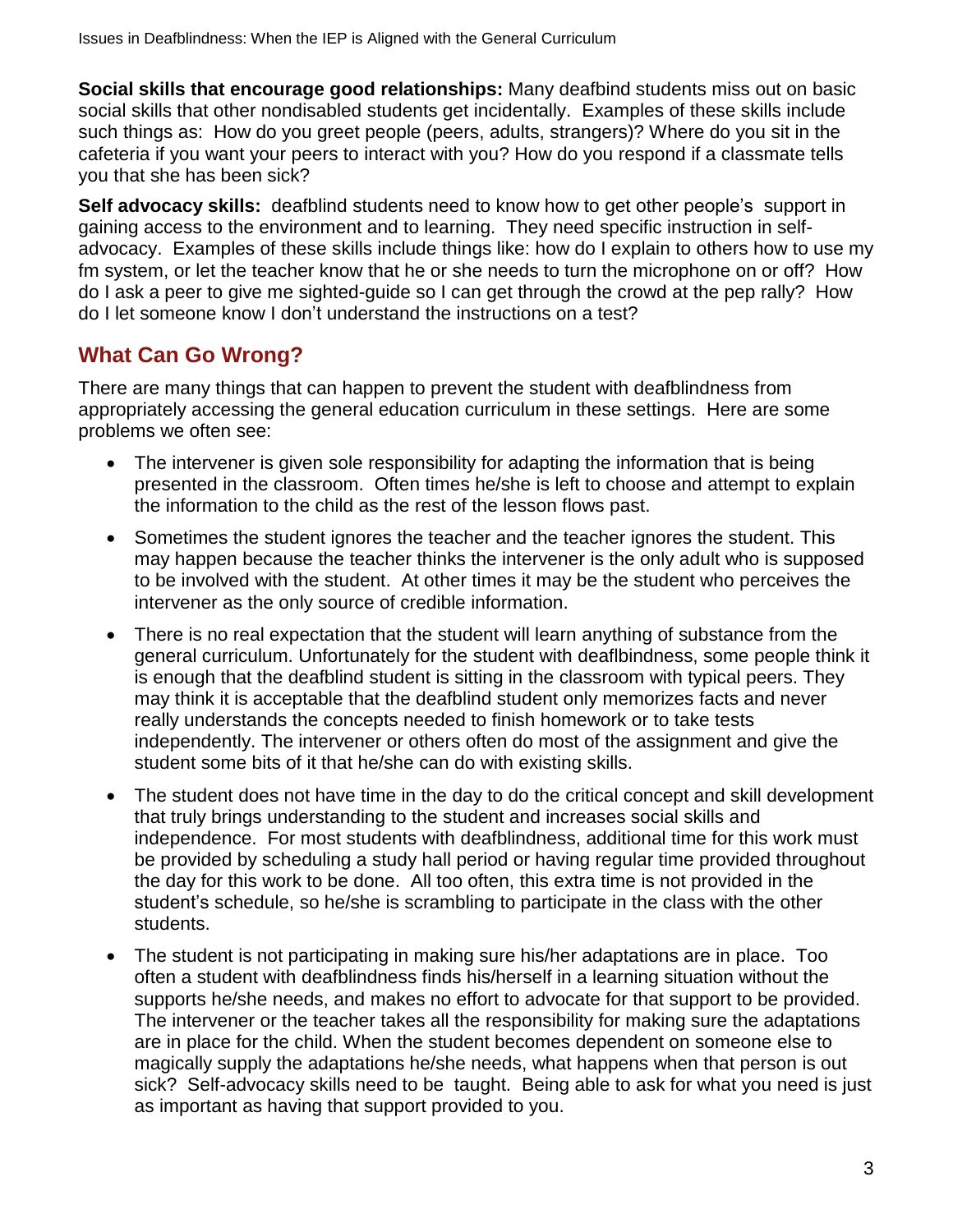**Social skills that encourage good relationships:** Many deafbind students miss out on basic social skills that other nondisabled students get incidentally. Examples of these skills include such things as: How do you greet people (peers, adults, strangers)? Where do you sit in the cafeteria if you want your peers to interact with you? How do you respond if a classmate tells you that she has been sick?

**Self advocacy skills:** deafblind students need to know how to get other people's support in gaining access to the environment and to learning. They need specific instruction in self-advocacy. Examples of these skills include things like: how do I explain to others how to use my fm system, or let the teacher know that he or she needs to turn the microphone on or off? How do I ask a peer to give me sighted-guide so I can get through the crowd at the pep rally? How do I let someone know I don't understand the instructions on a test?

## What Can Go Wrong?

There are many things that can happen to prevent the student with deafblindness from appropriately accessing the general education curriculum in these settings. Here are some problems we often see:

- The intervener is given sole responsibility for adapting the information that is being presented in the classroom. Often times he/she is left to choose and attempt to explain the information to the child as the rest of the lesson flows past.
- Sometimes the student ignores the teacher and the teacher ignores the student. This may happen because the teacher thinks the intervener is the only adult who is supposed to be involved with the student. At other times it may be the student who perceives the intervener as the only source of credible information.
- There is no real expectation that the student will learn anything of substance from the general curriculum. Unfortunately for the student with deaflbindness, some people think it is enough that the deafblind student is sitting in the classroom with typical peers. They may think it is acceptable that the deafblind student only memorizes facts and never really understands the concepts needed to finish homework or to take tests independently. The intervener or others often do most of the assignment and give the student some bits of it that he/she can do with existing skills.
- The student does not have time in the day to do the critical concept and skill development that truly brings understanding to the student and increases social skills and independence. For most students with deafblindness, additional time for this work must be provided by scheduling a study hall period or having regular time provided throughout the day for this work to be done. All too often, this extra time is not provided in the student's schedule, so he/she is scrambling to participate in the class with the other students.
- The student is not participating in making sure his/her adaptations are in place. Too often a student with deafblindness finds his/herself in a learning situation without the supports he/she needs, and makes no effort to advocate for that support to be provided. The intervener or the teacher takes all the responsibility for making sure the adaptations are in place for the child. When the student becomes dependent on someone else to magically supply the adaptations he/she needs, what happens when that person is out sick? Self-advocacy skills need to be taught. Being able to ask for what you need is just as important as having that support provided to you.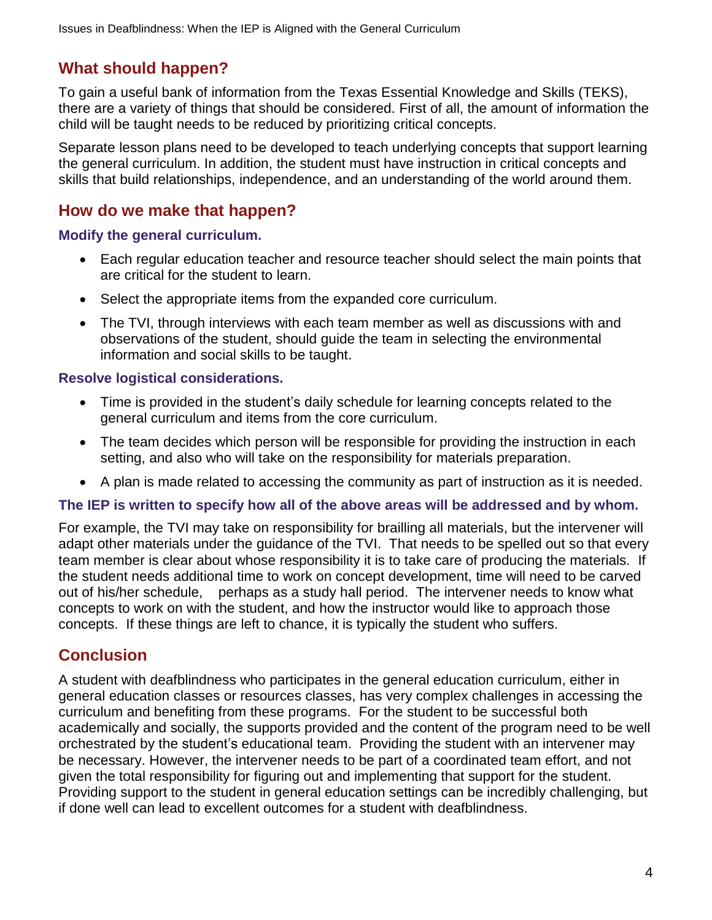## What should happen?

To gain a useful bank of information from the Texas Essential Knowledge and Skills (TEKS), there are a variety of things that should be considered. First of all, the amount of information the child will be taught needs to be reduced by prioritizing critical concepts.

Separate lesson plans need to be developed to teach underlying concepts that support learning the general curriculum. In addition, the student must have instruction in critical concepts and skills that build relationships, independence, and an understanding of the world around them.

## How do we make that happen?

### Modify the general curriculum.

- Each regular education teacher and resource teacher should select the main points that are critical for the student to learn.
- Select the appropriate items from the expanded core curriculum.
- The TVI, through interviews with each team member as well as discussions with and observations of the student, should guide the team in selecting the environmental information and social skills to be taught.

### Resolve logistical considerations.

- Time is provided in the student's daily schedule for learning concepts related to the general curriculum and items from the core curriculum.
- The team decides which person will be responsible for providing the instruction in each setting, and also who will take on the responsibility for materials preparation.
- A plan is made related to accessing the community as part of instruction as it is needed.

### The IEP is written to specify how all of the above areas will be addressed and by whom.

For example, the TVI may take on responsibility for brailling all materials, but the intervener will adapt other materials under the guidance of the TVI. That needs to be spelled out so that every team member is clear about whose responsibility it is to take care of producing the materials. If the student needs additional time to work on concept development, time will need to be carved out of his/her schedule, perhaps as a study hall period. The intervener needs to know what concepts to work on with the student, and how the instructor would like to approach those concepts. If these things are left to chance, it is typically the student who suffers.

## Conclusion

A student with deafblindness who participates in the general education curriculum, either in general education classes or resources classes, has very complex challenges in accessing the curriculum and benefiting from these programs. For the student to be successful both academically and socially, the supports provided and the content of the program need to be well orchestrated by the student's educational team. Providing the student with an intervener may be necessary. However, the intervener needs to be part of a coordinated team effort, and not given the total responsibility for figuring out and implementing that support for the student. Providing support to the student in general education settings can be incredibly challenging, but if done well can lead to excellent outcomes for a student with deafblindness.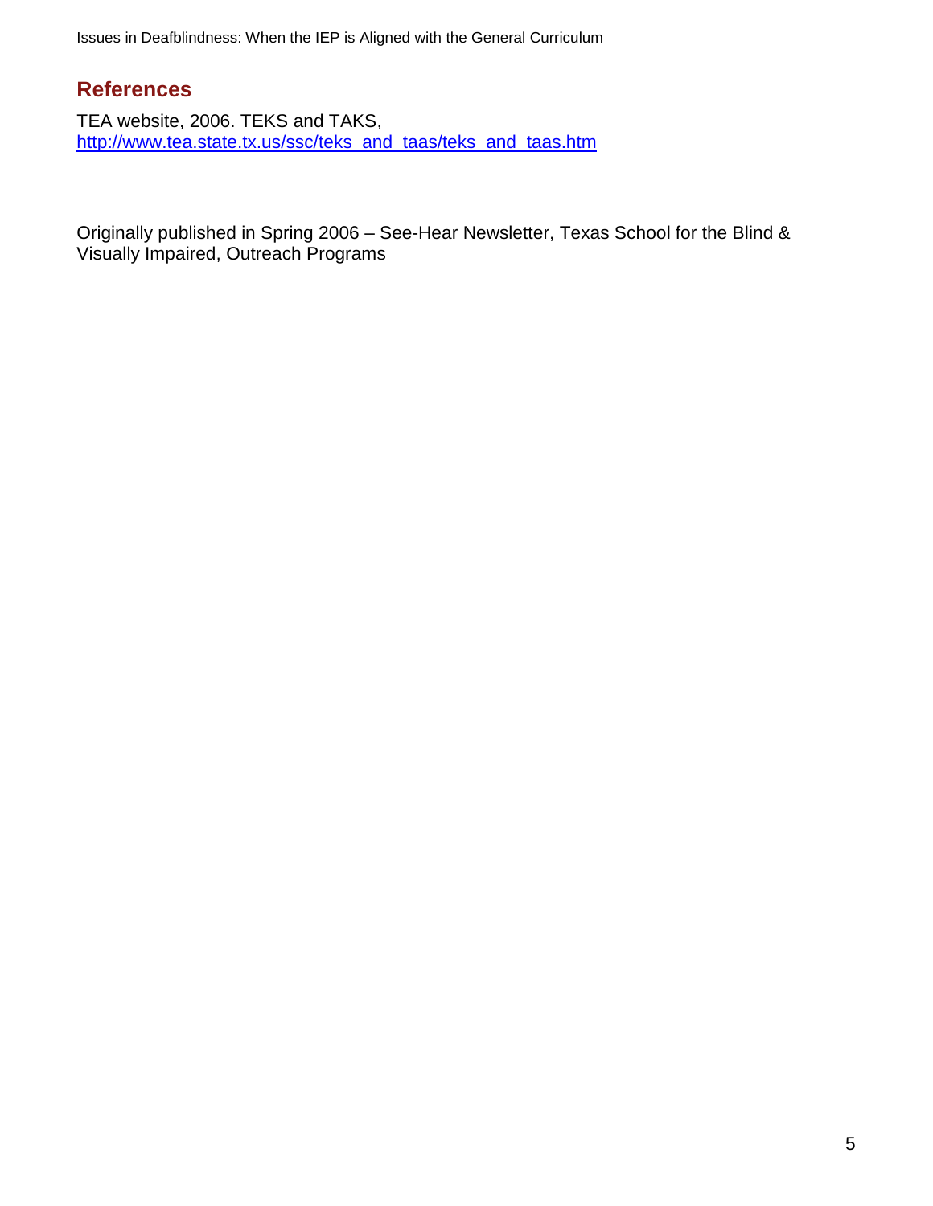## References

TEA website, 2006. TEKS and TAKS, http://www.tea.state.tx.us/ssc/teks_and_taas/teks_and_taas.htm

Originally published in Spring 2006 – See-Hear Newsletter, Texas School for the Blind & Visually Impaired, Outreach Programs